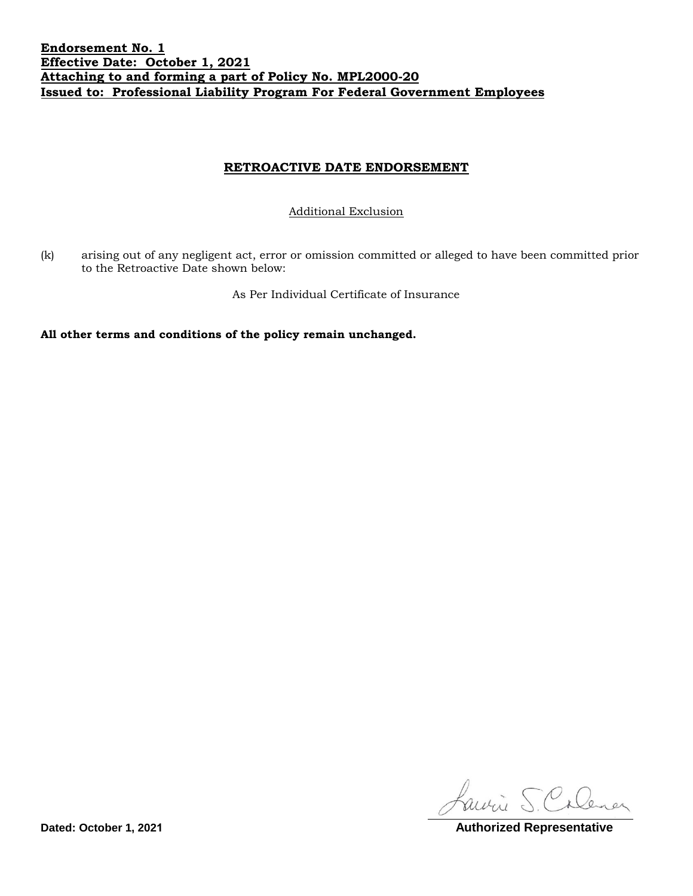**Endorsement No. 1**
**Effective Date: October 1, 2021**
**Attaching to and forming a part of Policy No. MPL2000-20**
**Issued to: Professional Liability Program For Federal Government Employees**

## RETROACTIVE DATE ENDORSEMENT

Additional Exclusion

(k) arising out of any negligent act, error or omission committed or alleged to have been committed prior to the Retroactive Date shown below:

As Per Individual Certificate of Insurance

**All other terms and conditions of the policy remain unchanged.**

**Dated: October 1, 2021**

**Authorized Representative**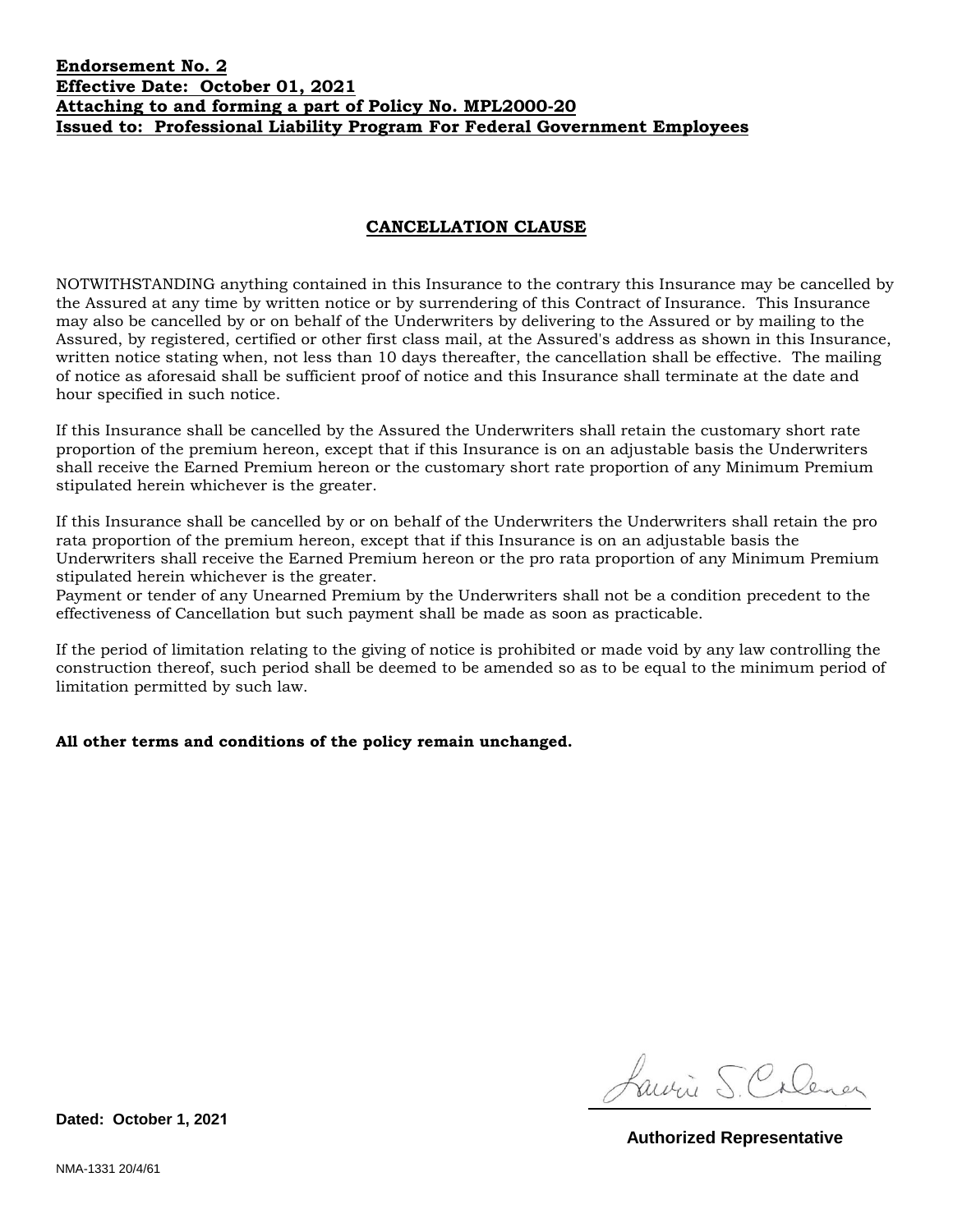**Endorsement No. 2**
**Effective Date: October 01, 2021**
**Attaching to and forming a part of Policy No. MPL2000-20**
**Issued to: Professional Liability Program For Federal Government Employees**

## CANCELLATION CLAUSE

NOTWITHSTANDING anything contained in this Insurance to the contrary this Insurance may be cancelled by the Assured at any time by written notice or by surrendering of this Contract of Insurance. This Insurance may also be cancelled by or on behalf of the Underwriters by delivering to the Assured or by mailing to the Assured, by registered, certified or other first class mail, at the Assured's address as shown in this Insurance, written notice stating when, not less than 10 days thereafter, the cancellation shall be effective. The mailing of notice as aforesaid shall be sufficient proof of notice and this Insurance shall terminate at the date and hour specified in such notice.

If this Insurance shall be cancelled by the Assured the Underwriters shall retain the customary short rate proportion of the premium hereon, except that if this Insurance is on an adjustable basis the Underwriters shall receive the Earned Premium hereon or the customary short rate proportion of any Minimum Premium stipulated herein whichever is the greater.

If this Insurance shall be cancelled by or on behalf of the Underwriters the Underwriters shall retain the pro rata proportion of the premium hereon, except that if this Insurance is on an adjustable basis the Underwriters shall receive the Earned Premium hereon or the pro rata proportion of any Minimum Premium stipulated herein whichever is the greater.
Payment or tender of any Unearned Premium by the Underwriters shall not be a condition precedent to the effectiveness of Cancellation but such payment shall be made as soon as practicable.

If the period of limitation relating to the giving of notice is prohibited or made void by any law controlling the construction thereof, such period shall be deemed to be amended so as to be equal to the minimum period of limitation permitted by such law.

**All other terms and conditions of the policy remain unchanged.**

**Dated: October 1, 2021**

**Authorized Representative**

NMA-1331 20/4/61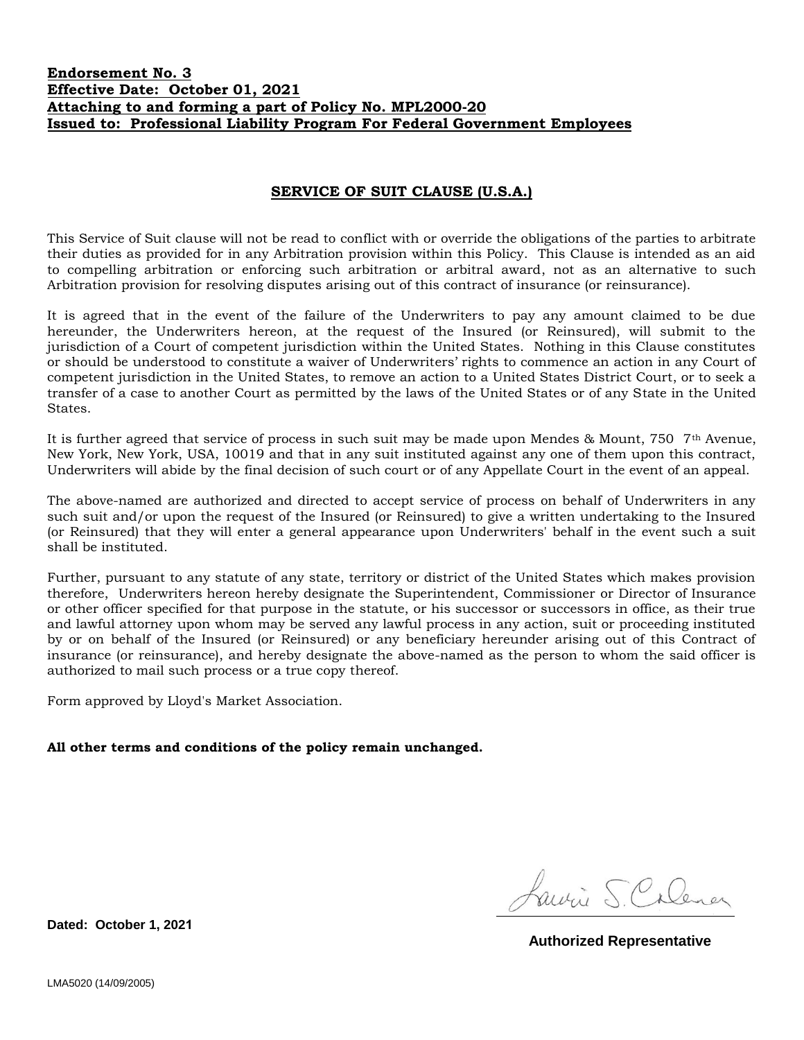**Endorsement No. 3**
**Effective Date: October 01, 2021**
**Attaching to and forming a part of Policy No. MPL2000-20**
**Issued to: Professional Liability Program For Federal Government Employees**

## SERVICE OF SUIT CLAUSE (U.S.A.)

This Service of Suit clause will not be read to conflict with or override the obligations of the parties to arbitrate their duties as provided for in any Arbitration provision within this Policy. This Clause is intended as an aid to compelling arbitration or enforcing such arbitration or arbitral award, not as an alternative to such Arbitration provision for resolving disputes arising out of this contract of insurance (or reinsurance).

It is agreed that in the event of the failure of the Underwriters to pay any amount claimed to be due hereunder, the Underwriters hereon, at the request of the Insured (or Reinsured), will submit to the jurisdiction of a Court of competent jurisdiction within the United States. Nothing in this Clause constitutes or should be understood to constitute a waiver of Underwriters' rights to commence an action in any Court of competent jurisdiction in the United States, to remove an action to a United States District Court, or to seek a transfer of a case to another Court as permitted by the laws of the United States or of any State in the United States.

It is further agreed that service of process in such suit may be made upon Mendes & Mount, 750 7th Avenue, New York, New York, USA, 10019 and that in any suit instituted against any one of them upon this contract, Underwriters will abide by the final decision of such court or of any Appellate Court in the event of an appeal.

The above-named are authorized and directed to accept service of process on behalf of Underwriters in any such suit and/or upon the request of the Insured (or Reinsured) to give a written undertaking to the Insured (or Reinsured) that they will enter a general appearance upon Underwriters' behalf in the event such a suit shall be instituted.

Further, pursuant to any statute of any state, territory or district of the United States which makes provision therefore, Underwriters hereon hereby designate the Superintendent, Commissioner or Director of Insurance or other officer specified for that purpose in the statute, or his successor or successors in office, as their true and lawful attorney upon whom may be served any lawful process in any action, suit or proceeding instituted by or on behalf of the Insured (or Reinsured) or any beneficiary hereunder arising out of this Contract of insurance (or reinsurance), and hereby designate the above-named as the person to whom the said officer is authorized to mail such process or a true copy thereof.

Form approved by Lloyd's Market Association.

**All other terms and conditions of the policy remain unchanged.**

**Dated: October 1, 2021**

**Authorized Representative**

LMA5020 (14/09/2005)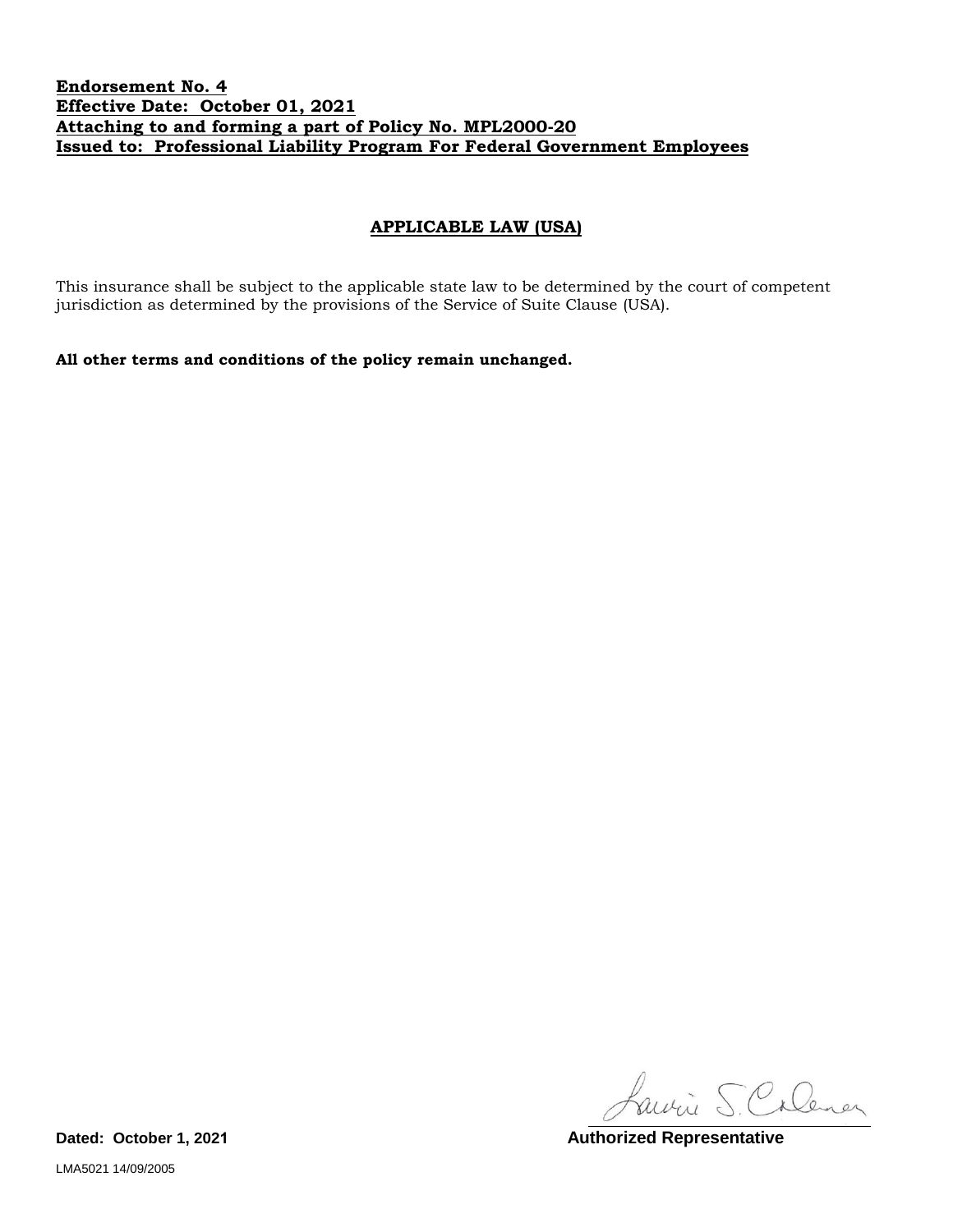**Endorsement No. 4**
**Effective Date: October 01, 2021**
**Attaching to and forming a part of Policy No. MPL2000-20**
**Issued to: Professional Liability Program For Federal Government Employees**

## APPLICABLE LAW (USA)

This insurance shall be subject to the applicable state law to be determined by the court of competent jurisdiction as determined by the provisions of the Service of Suite Clause (USA).

**All other terms and conditions of the policy remain unchanged.**

**Dated: October 1, 2021**

**Authorized Representative**

LMA5021 14/09/2005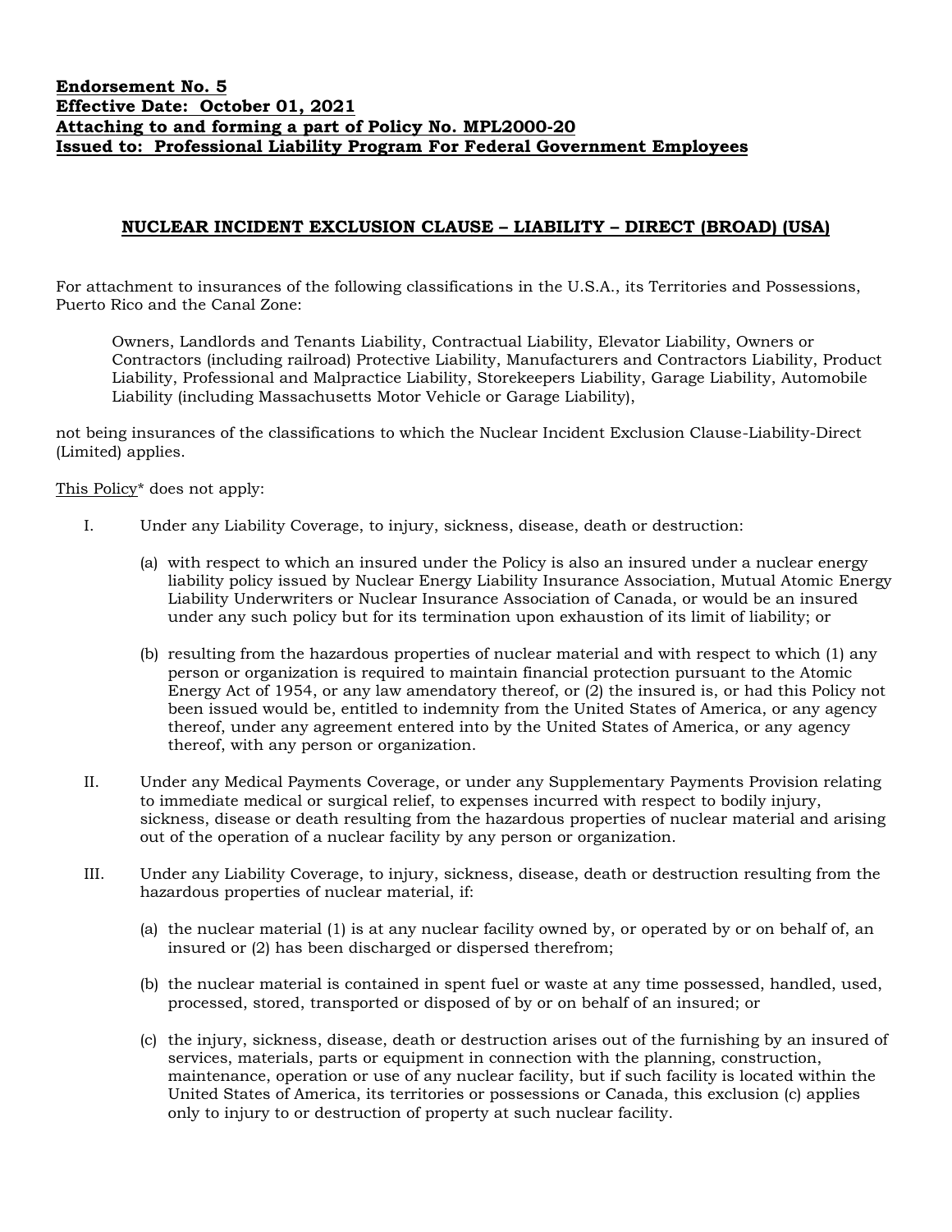**Endorsement No. 5**
**Effective Date: October 01, 2021**
**Attaching to and forming a part of Policy No. MPL2000-20**
**Issued to: Professional Liability Program For Federal Government Employees**

## NUCLEAR INCIDENT EXCLUSION CLAUSE – LIABILITY – DIRECT (BROAD) (USA)

For attachment to insurances of the following classifications in the U.S.A., its Territories and Possessions, Puerto Rico and the Canal Zone:

> Owners, Landlords and Tenants Liability, Contractual Liability, Elevator Liability, Owners or Contractors (including railroad) Protective Liability, Manufacturers and Contractors Liability, Product Liability, Professional and Malpractice Liability, Storekeepers Liability, Garage Liability, Automobile Liability (including Massachusetts Motor Vehicle or Garage Liability),

not being insurances of the classifications to which the Nuclear Incident Exclusion Clause-Liability-Direct (Limited) applies.

<u>This Policy</u>* does not apply:

I. Under any Liability Coverage, to injury, sickness, disease, death or destruction:

   (a) with respect to which an insured under the Policy is also an insured under a nuclear energy liability policy issued by Nuclear Energy Liability Insurance Association, Mutual Atomic Energy Liability Underwriters or Nuclear Insurance Association of Canada, or would be an insured under any such policy but for its termination upon exhaustion of its limit of liability; or

   (b) resulting from the hazardous properties of nuclear material and with respect to which (1) any person or organization is required to maintain financial protection pursuant to the Atomic Energy Act of 1954, or any law amendatory thereof, or (2) the insured is, or had this Policy not been issued would be, entitled to indemnity from the United States of America, or any agency thereof, under any agreement entered into by the United States of America, or any agency thereof, with any person or organization.

II. Under any Medical Payments Coverage, or under any Supplementary Payments Provision relating to immediate medical or surgical relief, to expenses incurred with respect to bodily injury, sickness, disease or death resulting from the hazardous properties of nuclear material and arising out of the operation of a nuclear facility by any person or organization.

III. Under any Liability Coverage, to injury, sickness, disease, death or destruction resulting from the hazardous properties of nuclear material, if:

   (a) the nuclear material (1) is at any nuclear facility owned by, or operated by or on behalf of, an insured or (2) has been discharged or dispersed therefrom;

   (b) the nuclear material is contained in spent fuel or waste at any time possessed, handled, used, processed, stored, transported or disposed of by or on behalf of an insured; or

   (c) the injury, sickness, disease, death or destruction arises out of the furnishing by an insured of services, materials, parts or equipment in connection with the planning, construction, maintenance, operation or use of any nuclear facility, but if such facility is located within the United States of America, its territories or possessions or Canada, this exclusion (c) applies only to injury to or destruction of property at such nuclear facility.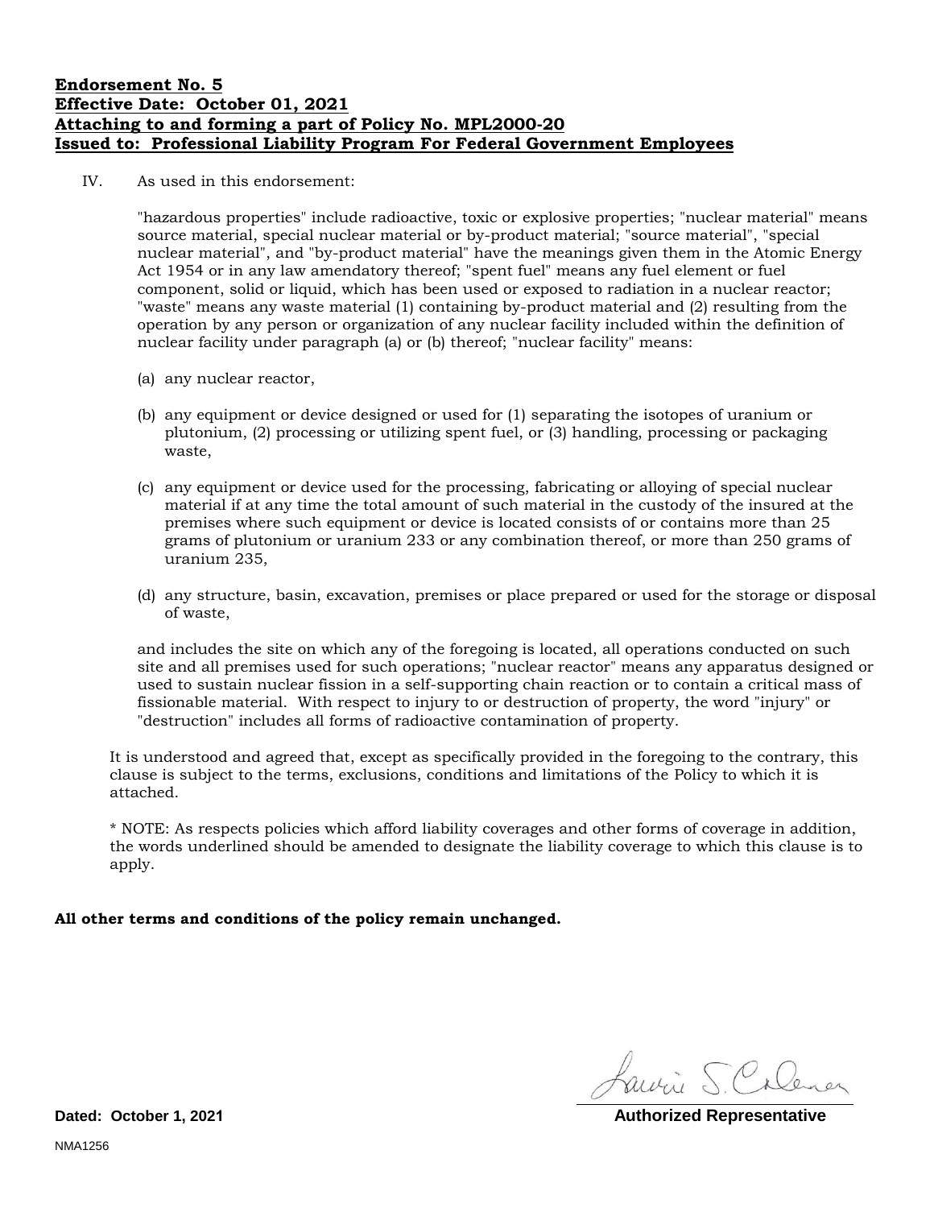**Endorsement No. 5**
**Effective Date: October 01, 2021**
**Attaching to and forming a part of Policy No. MPL2000-20**
**Issued to: Professional Liability Program For Federal Government Employees**

IV. As used in this endorsement:

"hazardous properties" include radioactive, toxic or explosive properties; "nuclear material" means source material, special nuclear material or by-product material; "source material", "special nuclear material", and "by-product material" have the meanings given them in the Atomic Energy Act 1954 or in any law amendatory thereof; "spent fuel" means any fuel element or fuel component, solid or liquid, which has been used or exposed to radiation in a nuclear reactor; "waste" means any waste material (1) containing by-product material and (2) resulting from the operation by any person or organization of any nuclear facility included within the definition of nuclear facility under paragraph (a) or (b) thereof; "nuclear facility" means:

(a) any nuclear reactor,

(b) any equipment or device designed or used for (1) separating the isotopes of uranium or plutonium, (2) processing or utilizing spent fuel, or (3) handling, processing or packaging waste,

(c) any equipment or device used for the processing, fabricating or alloying of special nuclear material if at any time the total amount of such material in the custody of the insured at the premises where such equipment or device is located consists of or contains more than 25 grams of plutonium or uranium 233 or any combination thereof, or more than 250 grams of uranium 235,

(d) any structure, basin, excavation, premises or place prepared or used for the storage or disposal of waste,

and includes the site on which any of the foregoing is located, all operations conducted on such site and all premises used for such operations; "nuclear reactor" means any apparatus designed or used to sustain nuclear fission in a self-supporting chain reaction or to contain a critical mass of fissionable material. With respect to injury to or destruction of property, the word "injury" or "destruction" includes all forms of radioactive contamination of property.

It is understood and agreed that, except as specifically provided in the foregoing to the contrary, this clause is subject to the terms, exclusions, conditions and limitations of the Policy to which it is attached.

* NOTE: As respects policies which afford liability coverages and other forms of coverage in addition, the words underlined should be amended to designate the liability coverage to which this clause is to apply.

**All other terms and conditions of the policy remain unchanged.**

**Dated: October 1, 2021**

**Authorized Representative**

NMA1256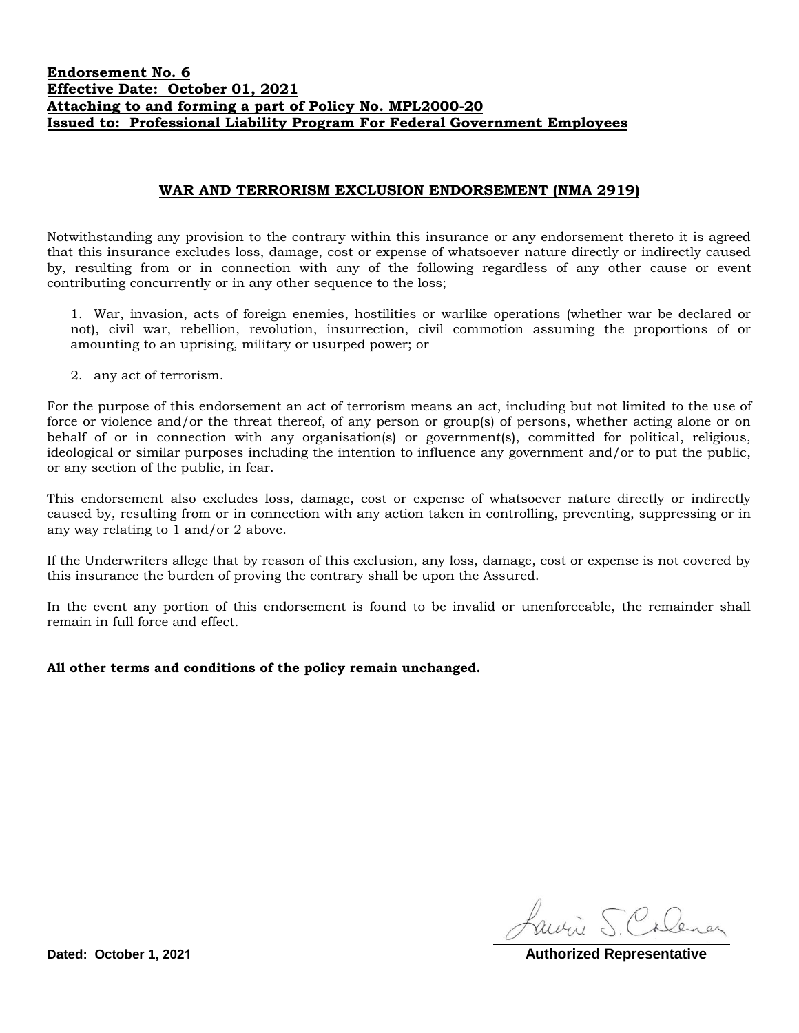**Endorsement No. 6**
**Effective Date: October 01, 2021**
**Attaching to and forming a part of Policy No. MPL2000-20**
**Issued to: Professional Liability Program For Federal Government Employees**

## WAR AND TERRORISM EXCLUSION ENDORSEMENT (NMA 2919)

Notwithstanding any provision to the contrary within this insurance or any endorsement thereto it is agreed that this insurance excludes loss, damage, cost or expense of whatsoever nature directly or indirectly caused by, resulting from or in connection with any of the following regardless of any other cause or event contributing concurrently or in any other sequence to the loss;

1. War, invasion, acts of foreign enemies, hostilities or warlike operations (whether war be declared or not), civil war, rebellion, revolution, insurrection, civil commotion assuming the proportions of or amounting to an uprising, military or usurped power; or

2. any act of terrorism.

For the purpose of this endorsement an act of terrorism means an act, including but not limited to the use of force or violence and/or the threat thereof, of any person or group(s) of persons, whether acting alone or on behalf of or in connection with any organisation(s) or government(s), committed for political, religious, ideological or similar purposes including the intention to influence any government and/or to put the public, or any section of the public, in fear.

This endorsement also excludes loss, damage, cost or expense of whatsoever nature directly or indirectly caused by, resulting from or in connection with any action taken in controlling, preventing, suppressing or in any way relating to 1 and/or 2 above.

If the Underwriters allege that by reason of this exclusion, any loss, damage, cost or expense is not covered by this insurance the burden of proving the contrary shall be upon the Assured.

In the event any portion of this endorsement is found to be invalid or unenforceable, the remainder shall remain in full force and effect.

**All other terms and conditions of the policy remain unchanged.**

**Dated: October 1, 2021**

**Authorized Representative**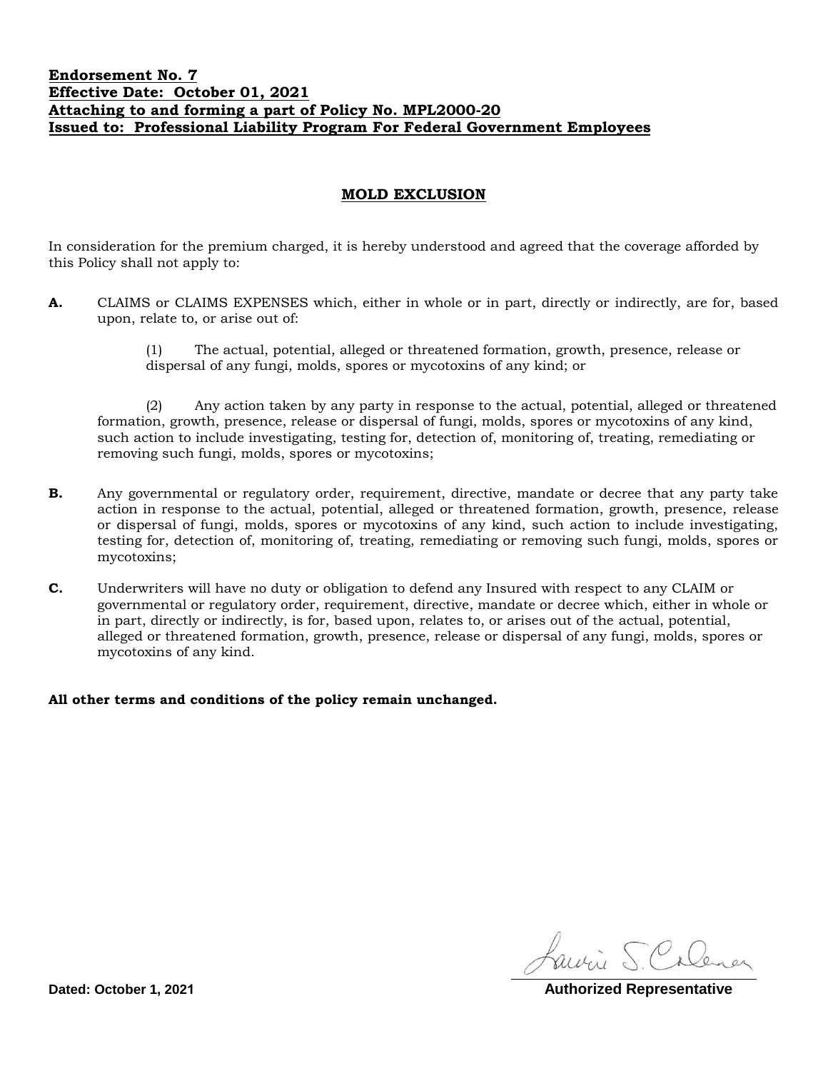**Endorsement No. 7**
**Effective Date: October 01, 2021**
**Attaching to and forming a part of Policy No. MPL2000-20**
**Issued to: Professional Liability Program For Federal Government Employees**

## MOLD EXCLUSION

In consideration for the premium charged, it is hereby understood and agreed that the coverage afforded by this Policy shall not apply to:

**A.** CLAIMS or CLAIMS EXPENSES which, either in whole or in part, directly or indirectly, are for, based upon, relate to, or arise out of:

(1) The actual, potential, alleged or threatened formation, growth, presence, release or dispersal of any fungi, molds, spores or mycotoxins of any kind; or

(2) Any action taken by any party in response to the actual, potential, alleged or threatened formation, growth, presence, release or dispersal of fungi, molds, spores or mycotoxins of any kind, such action to include investigating, testing for, detection of, monitoring of, treating, remediating or removing such fungi, molds, spores or mycotoxins;

**B.** Any governmental or regulatory order, requirement, directive, mandate or decree that any party take action in response to the actual, potential, alleged or threatened formation, growth, presence, release or dispersal of fungi, molds, spores or mycotoxins of any kind, such action to include investigating, testing for, detection of, monitoring of, treating, remediating or removing such fungi, molds, spores or mycotoxins;

**C.** Underwriters will have no duty or obligation to defend any Insured with respect to any CLAIM or governmental or regulatory order, requirement, directive, mandate or decree which, either in whole or in part, directly or indirectly, is for, based upon, relates to, or arises out of the actual, potential, alleged or threatened formation, growth, presence, release or dispersal of any fungi, molds, spores or mycotoxins of any kind.

**All other terms and conditions of the policy remain unchanged.**

**Dated: October 1, 2021**

**Authorized Representative**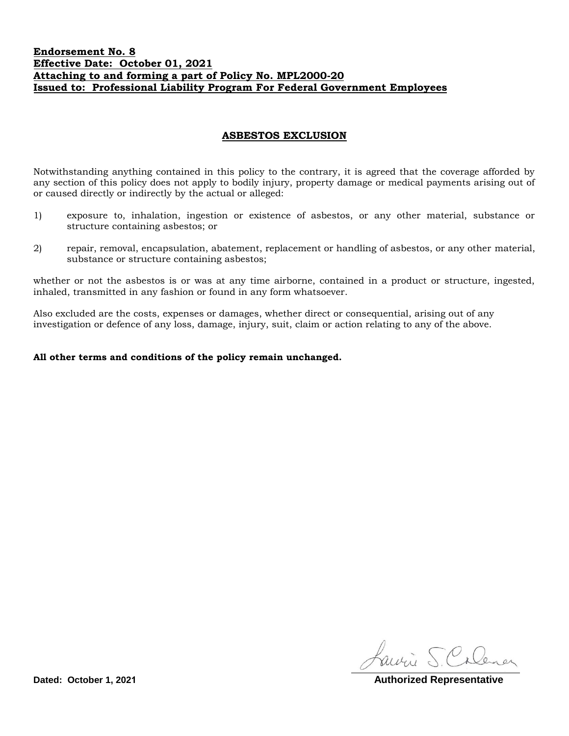**Endorsement No. 8**
**Effective Date: October 01, 2021**
**Attaching to and forming a part of Policy No. MPL2000-20**
**Issued to: Professional Liability Program For Federal Government Employees**

## ASBESTOS EXCLUSION

Notwithstanding anything contained in this policy to the contrary, it is agreed that the coverage afforded by any section of this policy does not apply to bodily injury, property damage or medical payments arising out of or caused directly or indirectly by the actual or alleged:

1) exposure to, inhalation, ingestion or existence of asbestos, or any other material, substance or structure containing asbestos; or

2) repair, removal, encapsulation, abatement, replacement or handling of asbestos, or any other material, substance or structure containing asbestos;

whether or not the asbestos is or was at any time airborne, contained in a product or structure, ingested, inhaled, transmitted in any fashion or found in any form whatsoever.

Also excluded are the costs, expenses or damages, whether direct or consequential, arising out of any investigation or defence of any loss, damage, injury, suit, claim or action relating to any of the above.

**All other terms and conditions of the policy remain unchanged.**

**Dated: October 1, 2021**

Laurie S. Coleman

**Authorized Representative**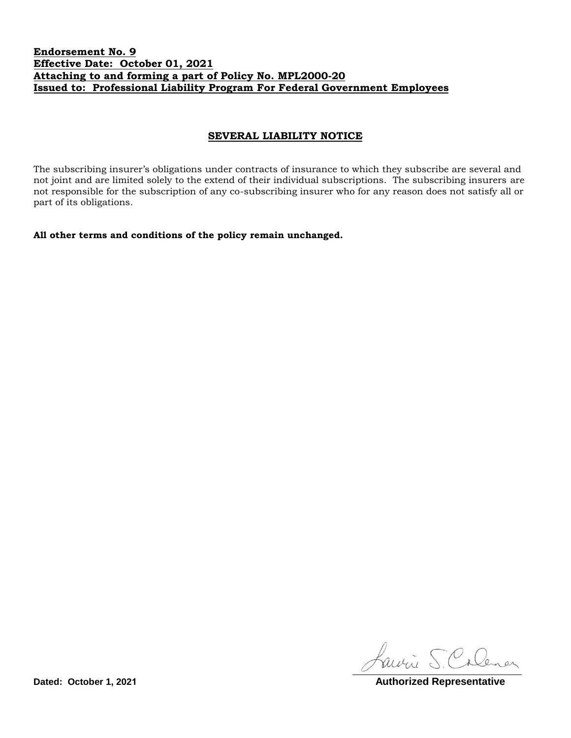**Endorsement No. 9**
**Effective Date: October 01, 2021**
**Attaching to and forming a part of Policy No. MPL2000-20**
**Issued to: Professional Liability Program For Federal Government Employees**

## SEVERAL LIABILITY NOTICE

The subscribing insurer's obligations under contracts of insurance to which they subscribe are several and not joint and are limited solely to the extend of their individual subscriptions. The subscribing insurers are not responsible for the subscription of any co-subscribing insurer who for any reason does not satisfy all or part of its obligations.

**All other terms and conditions of the policy remain unchanged.**

Laurie S. Coleman

**Dated: October 1, 2021** **Authorized Representative**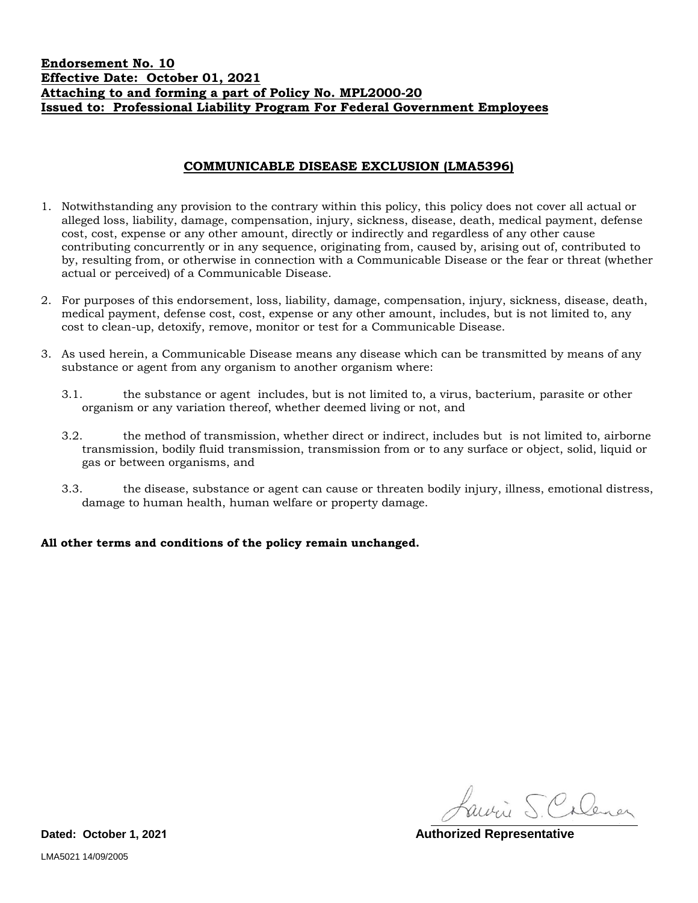**Endorsement No. 10**
**Effective Date: October 01, 2021**
**Attaching to and forming a part of Policy No. MPL2000-20**
**Issued to: Professional Liability Program For Federal Government Employees**

## COMMUNICABLE DISEASE EXCLUSION (LMA5396)

1. Notwithstanding any provision to the contrary within this policy, this policy does not cover all actual or alleged loss, liability, damage, compensation, injury, sickness, disease, death, medical payment, defense cost, cost, expense or any other amount, directly or indirectly and regardless of any other cause contributing concurrently or in any sequence, originating from, caused by, arising out of, contributed to by, resulting from, or otherwise in connection with a Communicable Disease or the fear or threat (whether actual or perceived) of a Communicable Disease.

2. For purposes of this endorsement, loss, liability, damage, compensation, injury, sickness, disease, death, medical payment, defense cost, cost, expense or any other amount, includes, but is not limited to, any cost to clean-up, detoxify, remove, monitor or test for a Communicable Disease.

3. As used herein, a Communicable Disease means any disease which can be transmitted by means of any substance or agent from any organism to another organism where:

   3.1. the substance or agent includes, but is not limited to, a virus, bacterium, parasite or other organism or any variation thereof, whether deemed living or not, and

   3.2. the method of transmission, whether direct or indirect, includes but is not limited to, airborne transmission, bodily fluid transmission, transmission from or to any surface or object, solid, liquid or gas or between organisms, and

   3.3. the disease, substance or agent can cause or threaten bodily injury, illness, emotional distress, damage to human health, human welfare or property damage.

**All other terms and conditions of the policy remain unchanged.**

**Dated: October 1, 2021**

**Authorized Representative**

LMA5021 14/09/2005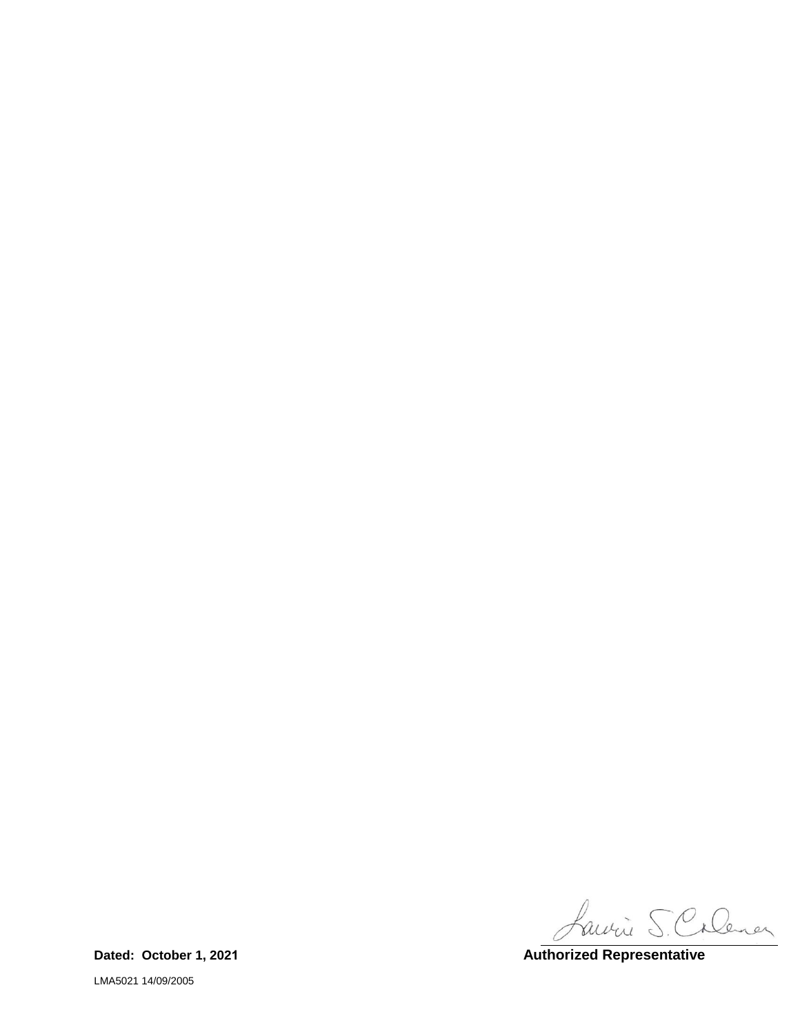**Dated: October 1, 2021**

**Authorized Representative**

LMA5021 14/09/2005